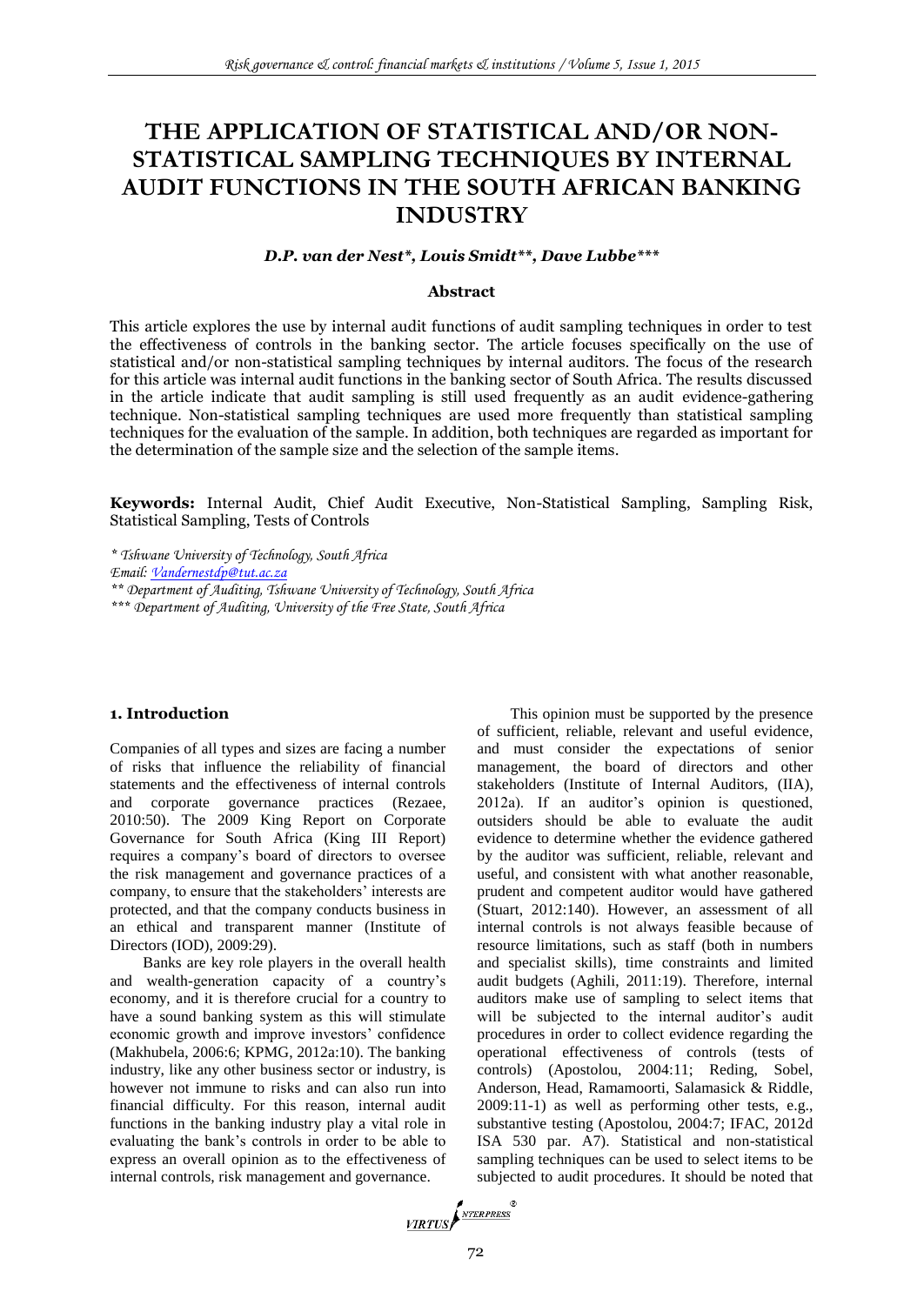# THE APPLICATION OF STATISTICAL AND/OR NON-STATISTICAL SAMPLING TECHNIQUES BY INTERNAL AUDIT FUNCTIONS IN THE SOUTH AFRICAN BANKING INDUSTRY

***D.P. van der Nest\*, Louis Smidt\*\*, Dave Lubbe\*\*\****

### Abstract

This article explores the use by internal audit functions of audit sampling techniques in order to test the effectiveness of controls in the banking sector. The article focuses specifically on the use of statistical and/or non-statistical sampling techniques by internal auditors. The focus of the research for this article was internal audit functions in the banking sector of South Africa. The results discussed in the article indicate that audit sampling is still used frequently as an audit evidence-gathering technique. Non-statistical sampling techniques are used more frequently than statistical sampling techniques for the evaluation of the sample. In addition, both techniques are regarded as important for the determination of the sample size and the selection of the sample items.

**Keywords:** Internal Audit, Chief Audit Executive, Non-Statistical Sampling, Sampling Risk, Statistical Sampling, Tests of Controls

*\* Tshwane University of Technology, South Africa*
*Email: Vandernestdp@tut.ac.za*
*\*\* Department of Auditing, Tshwane University of Technology, South Africa*
*\*\*\* Department of Auditing, University of the Free State, South Africa*

## 1. Introduction

Companies of all types and sizes are facing a number of risks that influence the reliability of financial statements and the effectiveness of internal controls and corporate governance practices (Rezaee, 2010:50). The 2009 King Report on Corporate Governance for South Africa (King III Report) requires a company's board of directors to oversee the risk management and governance practices of a company, to ensure that the stakeholders' interests are protected, and that the company conducts business in an ethical and transparent manner (Institute of Directors (IOD), 2009:29).

Banks are key role players in the overall health and wealth-generation capacity of a country's economy, and it is therefore crucial for a country to have a sound banking system as this will stimulate economic growth and improve investors' confidence (Makhubela, 2006:6; KPMG, 2012a:10). The banking industry, like any other business sector or industry, is however not immune to risks and can also run into financial difficulty. For this reason, internal audit functions in the banking industry play a vital role in evaluating the bank's controls in order to be able to express an overall opinion as to the effectiveness of internal controls, risk management and governance.

This opinion must be supported by the presence of sufficient, reliable, relevant and useful evidence, and must consider the expectations of senior management, the board of directors and other stakeholders (Institute of Internal Auditors, (IIA), 2012a). If an auditor's opinion is questioned, outsiders should be able to evaluate the audit evidence to determine whether the evidence gathered by the auditor was sufficient, reliable, relevant and useful, and consistent with what another reasonable, prudent and competent auditor would have gathered (Stuart, 2012:140). However, an assessment of all internal controls is not always feasible because of resource limitations, such as staff (both in numbers and specialist skills), time constraints and limited audit budgets (Aghili, 2011:19). Therefore, internal auditors make use of sampling to select items that will be subjected to the internal auditor's audit procedures in order to collect evidence regarding the operational effectiveness of controls (tests of controls) (Apostolou, 2004:11; Reding, Sobel, Anderson, Head, Ramamoorti, Salamasick & Riddle, 2009:11-1) as well as performing other tests, e.g., substantive testing (Apostolou, 2004:7; IFAC, 2012d ISA 530 par. A7). Statistical and non-statistical sampling techniques can be used to select items to be subjected to audit procedures. It should be noted that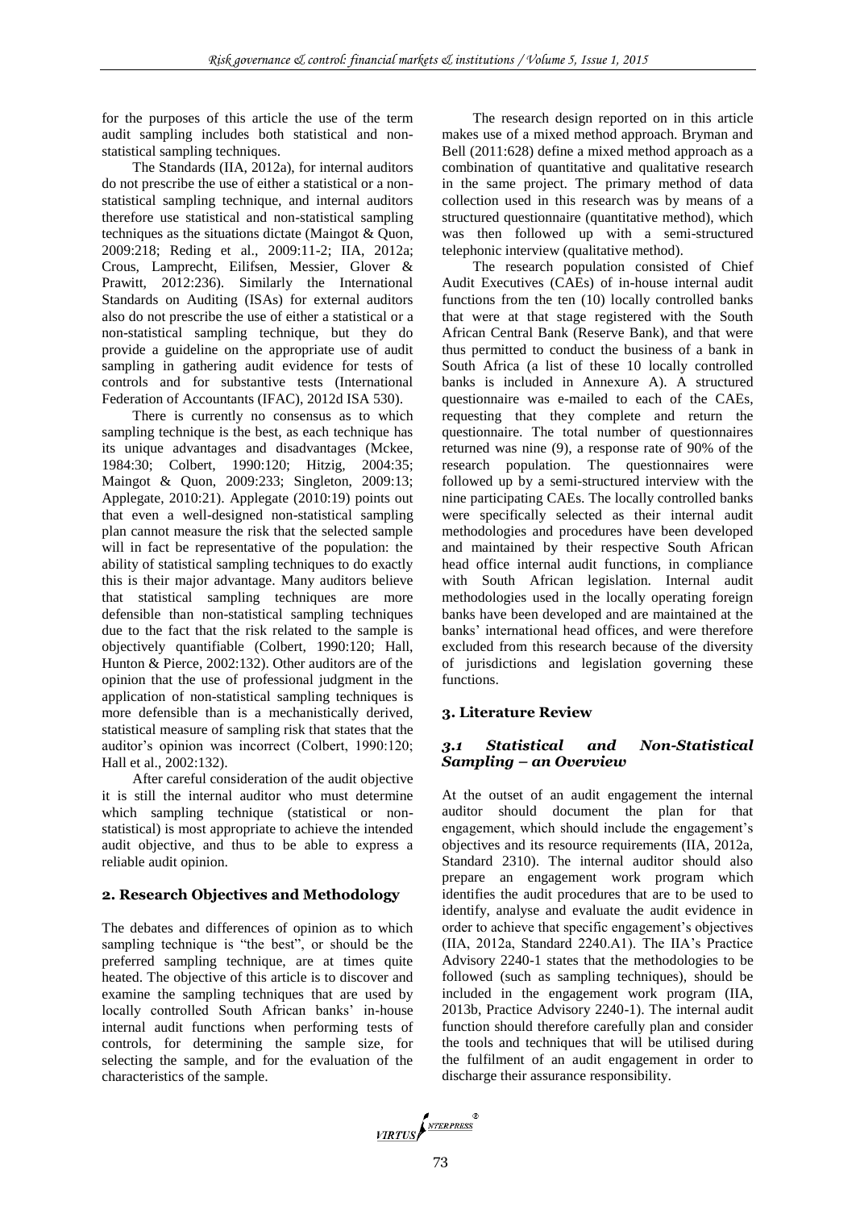for the purposes of this article the use of the term audit sampling includes both statistical and non-statistical sampling techniques.

The Standards (IIA, 2012a), for internal auditors do not prescribe the use of either a statistical or a non-statistical sampling technique, and internal auditors therefore use statistical and non-statistical sampling techniques as the situations dictate (Maingot & Quon, 2009:218; Reding et al., 2009:11-2; IIA, 2012a; Crous, Lamprecht, Eilifsen, Messier, Glover & Prawitt, 2012:236). Similarly the International Standards on Auditing (ISAs) for external auditors also do not prescribe the use of either a statistical or a non-statistical sampling technique, but they do provide a guideline on the appropriate use of audit sampling in gathering audit evidence for tests of controls and for substantive tests (International Federation of Accountants (IFAC), 2012d ISA 530).

There is currently no consensus as to which sampling technique is the best, as each technique has its unique advantages and disadvantages (Mckee, 1984:30; Colbert, 1990:120; Hitzig, 2004:35; Maingot & Quon, 2009:233; Singleton, 2009:13; Applegate, 2010:21). Applegate (2010:19) points out that even a well-designed non-statistical sampling plan cannot measure the risk that the selected sample will in fact be representative of the population: the ability of statistical sampling techniques to do exactly this is their major advantage. Many auditors believe that statistical sampling techniques are more defensible than non-statistical sampling techniques due to the fact that the risk related to the sample is objectively quantifiable (Colbert, 1990:120; Hall, Hunton & Pierce, 2002:132). Other auditors are of the opinion that the use of professional judgment in the application of non-statistical sampling techniques is more defensible than is a mechanistically derived, statistical measure of sampling risk that states that the auditor's opinion was incorrect (Colbert, 1990:120; Hall et al., 2002:132).

After careful consideration of the audit objective it is still the internal auditor who must determine which sampling technique (statistical or non-statistical) is most appropriate to achieve the intended audit objective, and thus to be able to express a reliable audit opinion.

## 2. Research Objectives and Methodology

The debates and differences of opinion as to which sampling technique is "the best", or should be the preferred sampling technique, are at times quite heated. The objective of this article is to discover and examine the sampling techniques that are used by locally controlled South African banks' in-house internal audit functions when performing tests of controls, for determining the sample size, for selecting the sample, and for the evaluation of the characteristics of the sample.

The research design reported on in this article makes use of a mixed method approach. Bryman and Bell (2011:628) define a mixed method approach as a combination of quantitative and qualitative research in the same project. The primary method of data collection used in this research was by means of a structured questionnaire (quantitative method), which was then followed up with a semi-structured telephonic interview (qualitative method).

The research population consisted of Chief Audit Executives (CAEs) of in-house internal audit functions from the ten (10) locally controlled banks that were at that stage registered with the South African Central Bank (Reserve Bank), and that were thus permitted to conduct the business of a bank in South Africa (a list of these 10 locally controlled banks is included in Annexure A). A structured questionnaire was e-mailed to each of the CAEs, requesting that they complete and return the questionnaire. The total number of questionnaires returned was nine (9), a response rate of 90% of the research population. The questionnaires were followed up by a semi-structured interview with the nine participating CAEs. The locally controlled banks were specifically selected as their internal audit methodologies and procedures have been developed and maintained by their respective South African head office internal audit functions, in compliance with South African legislation. Internal audit methodologies used in the locally operating foreign banks have been developed and are maintained at the banks' international head offices, and were therefore excluded from this research because of the diversity of jurisdictions and legislation governing these functions.

## 3. Literature Review

### 3.1 Statistical and Non-Statistical Sampling – an Overview

At the outset of an audit engagement the internal auditor should document the plan for that engagement, which should include the engagement's objectives and its resource requirements (IIA, 2012a, Standard 2310). The internal auditor should also prepare an engagement work program which identifies the audit procedures that are to be used to identify, analyse and evaluate the audit evidence in order to achieve that specific engagement's objectives (IIA, 2012a, Standard 2240.A1). The IIA's Practice Advisory 2240-1 states that the methodologies to be followed (such as sampling techniques), should be included in the engagement work program (IIA, 2013b, Practice Advisory 2240-1). The internal audit function should therefore carefully plan and consider the tools and techniques that will be utilised during the fulfilment of an audit engagement in order to discharge their assurance responsibility.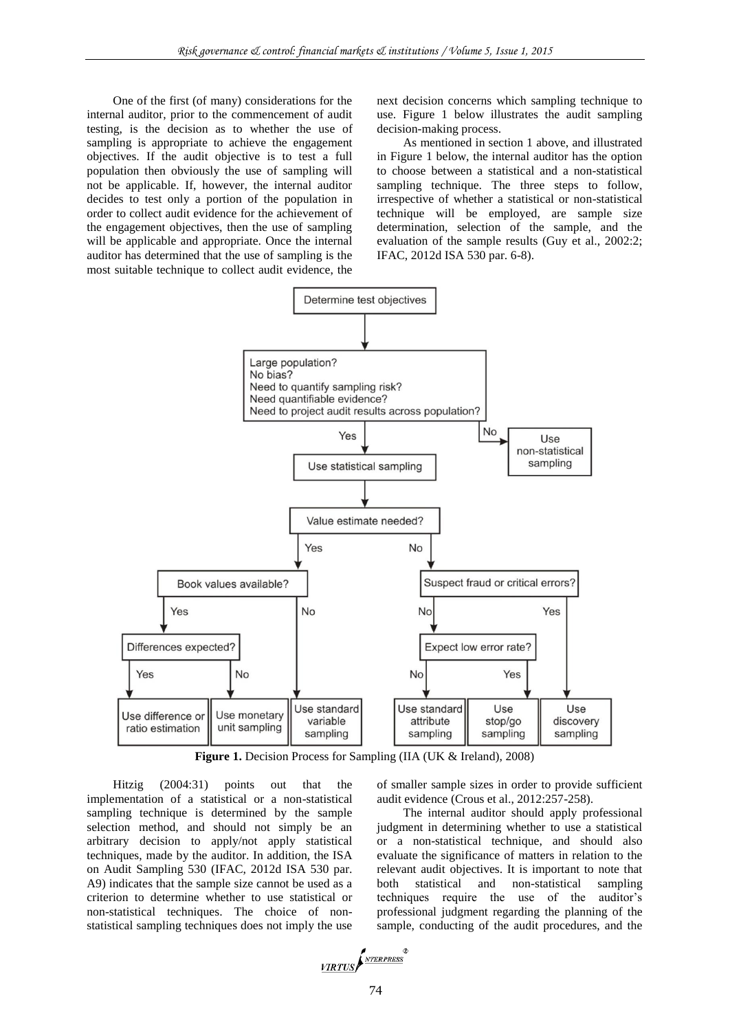One of the first (of many) considerations for the internal auditor, prior to the commencement of audit testing, is the decision as to whether the use of sampling is appropriate to achieve the engagement objectives. If the audit objective is to test a full population then obviously the use of sampling will not be applicable. If, however, the internal auditor decides to test only a portion of the population in order to collect audit evidence for the achievement of the engagement objectives, then the use of sampling will be applicable and appropriate. Once the internal auditor has determined that the use of sampling is the most suitable technique to collect audit evidence, the next decision concerns which sampling technique to use. Figure 1 below illustrates the audit sampling decision-making process.

As mentioned in section 1 above, and illustrated in Figure 1 below, the internal auditor has the option to choose between a statistical and a non-statistical sampling technique. The three steps to follow, irrespective of whether a statistical or non-statistical technique will be employed, are sample size determination, selection of the sample, and the evaluation of the sample results (Guy et al., 2002:2; IFAC, 2012d ISA 530 par. 6-8).

Determine test objectives

Large population?
No bias?
Need to quantify sampling risk?
Need quantifiable evidence?
Need to project audit results across population?

Yes → Use statistical sampling
No → Use non-statistical sampling

Value estimate needed?

Yes → Book values available?
- Yes → Differences expected?
  - Yes → Use difference or ratio estimation
  - No → Use monetary unit sampling
- No → Use standard variable sampling

No → Suspect fraud or critical errors?
- No → Expect low error rate?
  - No → Use standard attribute sampling
  - Yes → Use stop/go sampling
- Yes → Use discovery sampling

**Figure 1.** Decision Process for Sampling (IIA (UK & Ireland), 2008)

Hitzig (2004:31) points out that the implementation of a statistical or a non-statistical sampling technique is determined by the sample selection method, and should not simply be an arbitrary decision to apply/not apply statistical techniques, made by the auditor. In addition, the ISA on Audit Sampling 530 (IFAC, 2012d ISA 530 par. A9) indicates that the sample size cannot be used as a criterion to determine whether to use statistical or non-statistical techniques. The choice of non-statistical sampling techniques does not imply the use of smaller sample sizes in order to provide sufficient audit evidence (Crous et al., 2012:257-258).

The internal auditor should apply professional judgment in determining whether to use a statistical or a non-statistical technique, and should also evaluate the significance of matters in relation to the relevant audit objectives. It is important to note that both statistical and non-statistical sampling techniques require the use of the auditor's professional judgment regarding the planning of the sample, conducting of the audit procedures, and the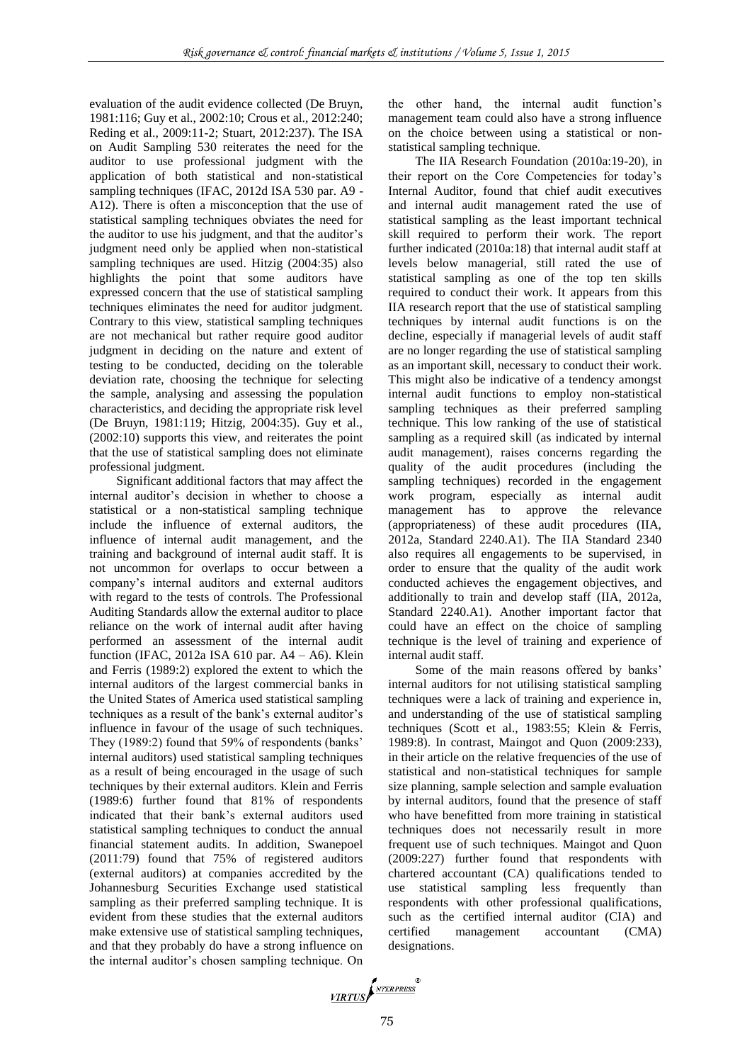evaluation of the audit evidence collected (De Bruyn, 1981:116; Guy et al., 2002:10; Crous et al., 2012:240; Reding et al., 2009:11-2; Stuart, 2012:237). The ISA on Audit Sampling 530 reiterates the need for the auditor to use professional judgment with the application of both statistical and non-statistical sampling techniques (IFAC, 2012d ISA 530 par. A9 - A12). There is often a misconception that the use of statistical sampling techniques obviates the need for the auditor to use his judgment, and that the auditor's judgment need only be applied when non-statistical sampling techniques are used. Hitzig (2004:35) also highlights the point that some auditors have expressed concern that the use of statistical sampling techniques eliminates the need for auditor judgment. Contrary to this view, statistical sampling techniques are not mechanical but rather require good auditor judgment in deciding on the nature and extent of testing to be conducted, deciding on the tolerable deviation rate, choosing the technique for selecting the sample, analysing and assessing the population characteristics, and deciding the appropriate risk level (De Bruyn, 1981:119; Hitzig, 2004:35). Guy et al., (2002:10) supports this view, and reiterates the point that the use of statistical sampling does not eliminate professional judgment.

Significant additional factors that may affect the internal auditor's decision in whether to choose a statistical or a non-statistical sampling technique include the influence of external auditors, the influence of internal audit management, and the training and background of internal audit staff. It is not uncommon for overlaps to occur between a company's internal auditors and external auditors with regard to the tests of controls. The Professional Auditing Standards allow the external auditor to place reliance on the work of internal audit after having performed an assessment of the internal audit function (IFAC, 2012a ISA 610 par. A4 – A6). Klein and Ferris (1989:2) explored the extent to which the internal auditors of the largest commercial banks in the United States of America used statistical sampling techniques as a result of the bank's external auditor's influence in favour of the usage of such techniques. They (1989:2) found that 59% of respondents (banks' internal auditors) used statistical sampling techniques as a result of being encouraged in the usage of such techniques by their external auditors. Klein and Ferris (1989:6) further found that 81% of respondents indicated that their bank's external auditors used statistical sampling techniques to conduct the annual financial statement audits. In addition, Swanepoel (2011:79) found that 75% of registered auditors (external auditors) at companies accredited by the Johannesburg Securities Exchange used statistical sampling as their preferred sampling technique. It is evident from these studies that the external auditors make extensive use of statistical sampling techniques, and that they probably do have a strong influence on the internal auditor's chosen sampling technique. On the other hand, the internal audit function's management team could also have a strong influence on the choice between using a statistical or non-statistical sampling technique.

The IIA Research Foundation (2010a:19-20), in their report on the Core Competencies for today's Internal Auditor, found that chief audit executives and internal audit management rated the use of statistical sampling as the least important technical skill required to perform their work. The report further indicated (2010a:18) that internal audit staff at levels below managerial, still rated the use of statistical sampling as one of the top ten skills required to conduct their work. It appears from this IIA research report that the use of statistical sampling techniques by internal audit functions is on the decline, especially if managerial levels of audit staff are no longer regarding the use of statistical sampling as an important skill, necessary to conduct their work. This might also be indicative of a tendency amongst internal audit functions to employ non-statistical sampling techniques as their preferred sampling technique. This low ranking of the use of statistical sampling as a required skill (as indicated by internal audit management), raises concerns regarding the quality of the audit procedures (including the sampling techniques) recorded in the engagement work program, especially as internal audit management has to approve the relevance (appropriateness) of these audit procedures (IIA, 2012a, Standard 2240.A1). The IIA Standard 2340 also requires all engagements to be supervised, in order to ensure that the quality of the audit work conducted achieves the engagement objectives, and additionally to train and develop staff (IIA, 2012a, Standard 2240.A1). Another important factor that could have an effect on the choice of sampling technique is the level of training and experience of internal audit staff.

Some of the main reasons offered by banks' internal auditors for not utilising statistical sampling techniques were a lack of training and experience in, and understanding of the use of statistical sampling techniques (Scott et al., 1983:55; Klein & Ferris, 1989:8). In contrast, Maingot and Quon (2009:233), in their article on the relative frequencies of the use of statistical and non-statistical techniques for sample size planning, sample selection and sample evaluation by internal auditors, found that the presence of staff who have benefitted from more training in statistical techniques does not necessarily result in more frequent use of such techniques. Maingot and Quon (2009:227) further found that respondents with chartered accountant (CA) qualifications tended to use statistical sampling less frequently than respondents with other professional qualifications, such as the certified internal auditor (CIA) and certified management accountant (CMA) designations.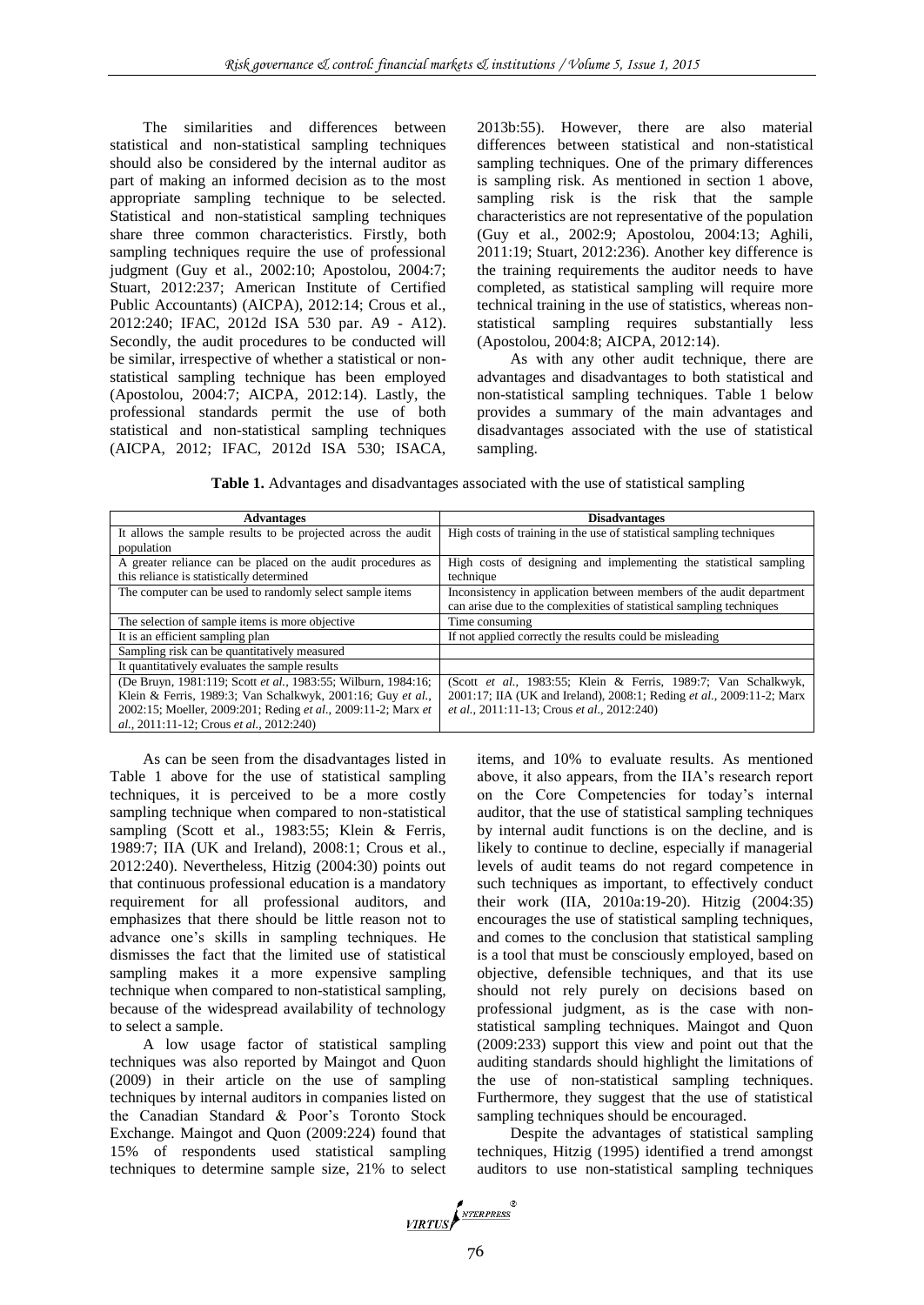The similarities and differences between statistical and non-statistical sampling techniques should also be considered by the internal auditor as part of making an informed decision as to the most appropriate sampling technique to be selected. Statistical and non-statistical sampling techniques share three common characteristics. Firstly, both sampling techniques require the use of professional judgment (Guy et al., 2002:10; Apostolou, 2004:7; Stuart, 2012:237; American Institute of Certified Public Accountants) (AICPA), 2012:14; Crous et al., 2012:240; IFAC, 2012d ISA 530 par. A9 - A12). Secondly, the audit procedures to be conducted will be similar, irrespective of whether a statistical or non-statistical sampling technique has been employed (Apostolou, 2004:7; AICPA, 2012:14). Lastly, the professional standards permit the use of both statistical and non-statistical sampling techniques (AICPA, 2012; IFAC, 2012d ISA 530; ISACA, 2013b:55). However, there are also material differences between statistical and non-statistical sampling techniques. One of the primary differences is sampling risk. As mentioned in section 1 above, sampling risk is the risk that the sample characteristics are not representative of the population (Guy et al., 2002:9; Apostolou, 2004:13; Aghili, 2011:19; Stuart, 2012:236). Another key difference is the training requirements the auditor needs to have completed, as statistical sampling will require more technical training in the use of statistics, whereas non-statistical sampling requires substantially less (Apostolou, 2004:8; AICPA, 2012:14).

As with any other audit technique, there are advantages and disadvantages to both statistical and non-statistical sampling techniques. Table 1 below provides a summary of the main advantages and disadvantages associated with the use of statistical sampling.

**Table 1.** Advantages and disadvantages associated with the use of statistical sampling

| Advantages | Disadvantages |
|---|---|
| It allows the sample results to be projected across the audit population | High costs of training in the use of statistical sampling techniques |
| A greater reliance can be placed on the audit procedures as this reliance is statistically determined | High costs of designing and implementing the statistical sampling technique |
| The computer can be used to randomly select sample items | Inconsistency in application between members of the audit department can arise due to the complexities of statistical sampling techniques |
| The selection of sample items is more objective | Time consuming |
| It is an efficient sampling plan | If not applied correctly the results could be misleading |
| Sampling risk can be quantitatively measured | |
| It quantitatively evaluates the sample results | |
| (De Bruyn, 1981:119; Scott *et al.*, 1983:55; Wilburn, 1984:16; Klein & Ferris, 1989:3; Van Schalkwyk, 2001:16; Guy *et al.*, 2002:15; Moeller, 2009:201; Reding *et al.*, 2009:11-2; Marx *et al.*, 2011:11-12; Crous *et al.*, 2012:240) | (Scott *et al.*, 1983:55; Klein & Ferris, 1989:7; Van Schalkwyk, 2001:17; IIA (UK and Ireland), 2008:1; Reding *et al.*, 2009:11-2; Marx *et al.*, 2011:11-13; Crous *et al.*, 2012:240) |

As can be seen from the disadvantages listed in Table 1 above for the use of statistical sampling techniques, it is perceived to be a more costly sampling technique when compared to non-statistical sampling (Scott et al., 1983:55; Klein & Ferris, 1989:7; IIA (UK and Ireland), 2008:1; Crous et al., 2012:240). Nevertheless, Hitzig (2004:30) points out that continuous professional education is a mandatory requirement for all professional auditors, and emphasizes that there should be little reason not to advance one's skills in sampling techniques. He dismisses the fact that the limited use of statistical sampling makes it a more expensive sampling technique when compared to non-statistical sampling, because of the widespread availability of technology to select a sample.

A low usage factor of statistical sampling techniques was also reported by Maingot and Quon (2009) in their article on the use of sampling techniques by internal auditors in companies listed on the Canadian Standard & Poor's Toronto Stock Exchange. Maingot and Quon (2009:224) found that 15% of respondents used statistical sampling techniques to determine sample size, 21% to select items, and 10% to evaluate results. As mentioned above, it also appears, from the IIA's research report on the Core Competencies for today's internal auditor, that the use of statistical sampling techniques by internal audit functions is on the decline, and is likely to continue to decline, especially if managerial levels of audit teams do not regard competence in such techniques as important, to effectively conduct their work (IIA, 2010a:19-20). Hitzig (2004:35) encourages the use of statistical sampling techniques, and comes to the conclusion that statistical sampling is a tool that must be consciously employed, based on objective, defensible techniques, and that its use should not rely purely on decisions based on professional judgment, as is the case with non-statistical sampling techniques. Maingot and Quon (2009:233) support this view and point out that the auditing standards should highlight the limitations of the use of non-statistical sampling techniques. Furthermore, they suggest that the use of statistical sampling techniques should be encouraged.

Despite the advantages of statistical sampling techniques, Hitzig (1995) identified a trend amongst auditors to use non-statistical sampling techniques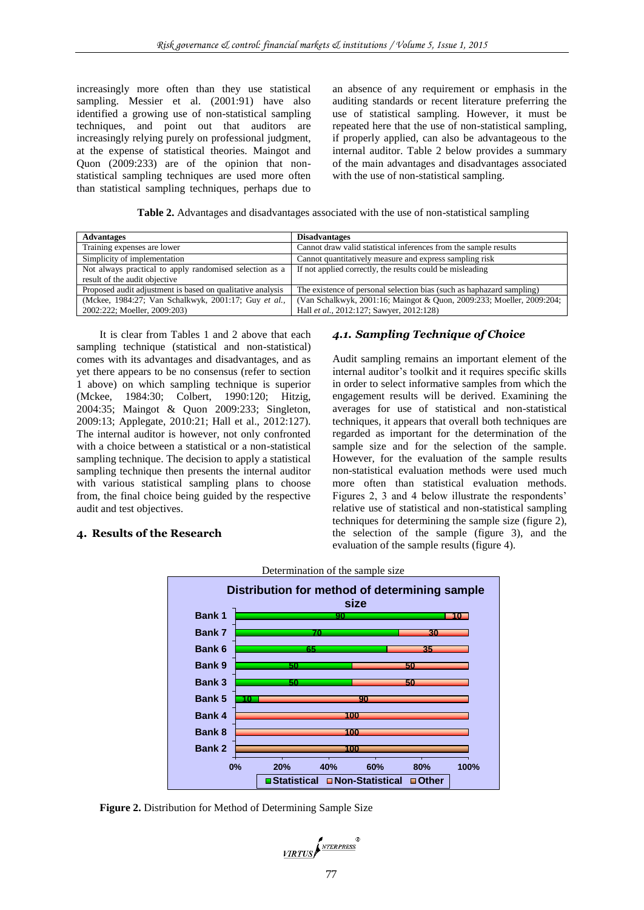increasingly more often than they use statistical sampling. Messier et al. (2001:91) have also identified a growing use of non-statistical sampling techniques, and point out that auditors are increasingly relying purely on professional judgment, at the expense of statistical theories. Maingot and Quon (2009:233) are of the opinion that non-statistical sampling techniques are used more often than statistical sampling techniques, perhaps due to an absence of any requirement or emphasis in the auditing standards or recent literature preferring the use of statistical sampling. However, it must be repeated here that the use of non-statistical sampling, if properly applied, can also be advantageous to the internal auditor. Table 2 below provides a summary of the main advantages and disadvantages associated with the use of non-statistical sampling.

**Table 2.** Advantages and disadvantages associated with the use of non-statistical sampling

| **Advantages** | **Disadvantages** |
|---|---|
| Training expenses are lower | Cannot draw valid statistical inferences from the sample results |
| Simplicity of implementation | Cannot quantitatively measure and express sampling risk |
| Not always practical to apply randomised selection as a result of the audit objective | If not applied correctly, the results could be misleading |
| Proposed audit adjustment is based on qualitative analysis | The existence of personal selection bias (such as haphazard sampling) |
| (Mckee, 1984:27; Van Schalkwyk, 2001:17; Guy *et al.*, 2002:222; Moeller, 2009:203) | (Van Schalkwyk, 2001:16; Maingot & Quon, 2009:233; Moeller, 2009:204; Hall *et al.*, 2012:127; Sawyer, 2012:128) |

It is clear from Tables 1 and 2 above that each sampling technique (statistical and non-statistical) comes with its advantages and disadvantages, and as yet there appears to be no consensus (refer to section 1 above) on which sampling technique is superior (Mckee, 1984:30; Colbert, 1990:120; Hitzig, 2004:35; Maingot & Quon 2009:233; Singleton, 2009:13; Applegate, 2010:21; Hall et al., 2012:127). The internal auditor is however, not only confronted with a choice between a statistical or a non-statistical sampling technique. The decision to apply a statistical sampling technique then presents the internal auditor with various statistical sampling plans to choose from, the final choice being guided by the respective audit and test objectives.

## 4. Results of the Research

### *4.1. Sampling Technique of Choice*

Audit sampling remains an important element of the internal auditor's toolkit and it requires specific skills in order to select informative samples from which the engagement results will be derived. Examining the averages for use of statistical and non-statistical techniques, it appears that overall both techniques are regarded as important for the determination of the sample size and for the selection of the sample. However, for the evaluation of the sample results non-statistical evaluation methods were used much more often than statistical evaluation methods. Figures 2, 3 and 4 below illustrate the respondents' relative use of statistical and non-statistical sampling techniques for determining the sample size (figure 2), the selection of the sample (figure 3), and the evaluation of the sample results (figure 4).

Determination of the sample size

**Distribution for method of determining sample size**

| Bank | Statistical | Non-Statistical | Other |
|---|---|---|---|
| Bank 1 | 90 | 10 | |
| Bank 7 | 70 | 30 | |
| Bank 6 | 65 | 35 | |
| Bank 9 | 50 | 50 | |
| Bank 3 | 50 | 50 | |
| Bank 5 | 10 | 90 | |
| Bank 4 | | 100 | |
| Bank 8 | | 100 | |
| Bank 2 | | | 100 |

**Figure 2.** Distribution for Method of Determining Sample Size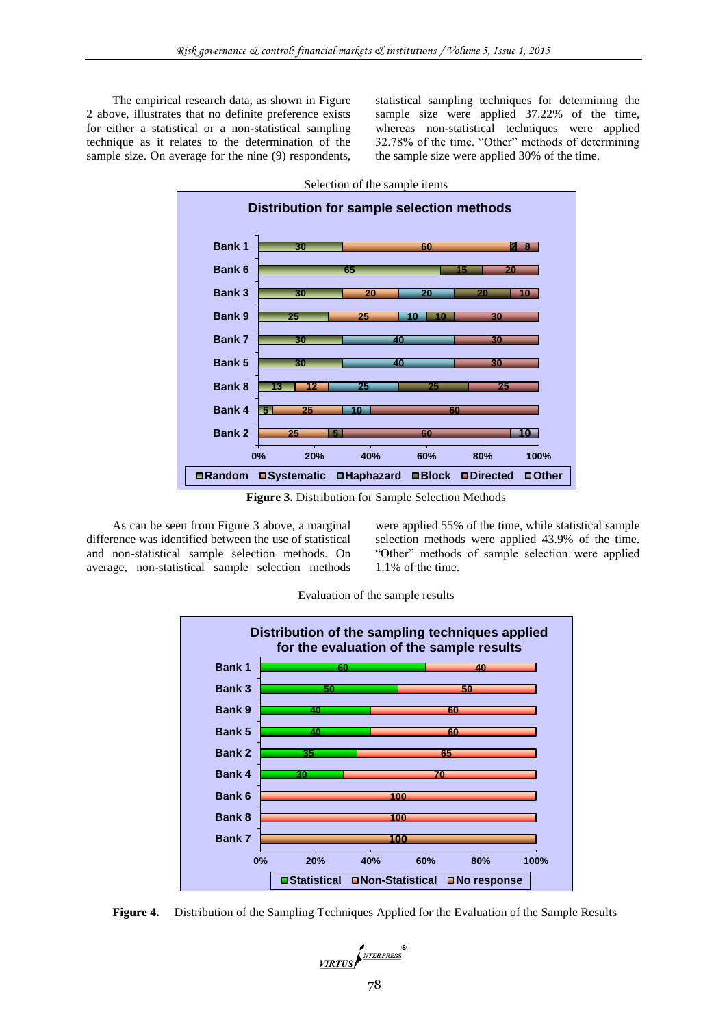The empirical research data, as shown in Figure 2 above, illustrates that no definite preference exists for either a statistical or a non-statistical sampling technique as it relates to the determination of the sample size. On average for the nine (9) respondents, statistical sampling techniques for determining the sample size were applied 37.22% of the time, whereas non-statistical techniques were applied 32.78% of the time. "Other" methods of determining the sample size were applied 30% of the time.

Selection of the sample items

**Figure 3.** Distribution for Sample Selection Methods

As can be seen from Figure 3 above, a marginal difference was identified between the use of statistical and non-statistical sample selection methods. On average, non-statistical sample selection methods were applied 55% of the time, while statistical sample selection methods were applied 43.9% of the time. "Other" methods of sample selection were applied 1.1% of the time.

Evaluation of the sample results

**Figure 4.** Distribution of the Sampling Techniques Applied for the Evaluation of the Sample Results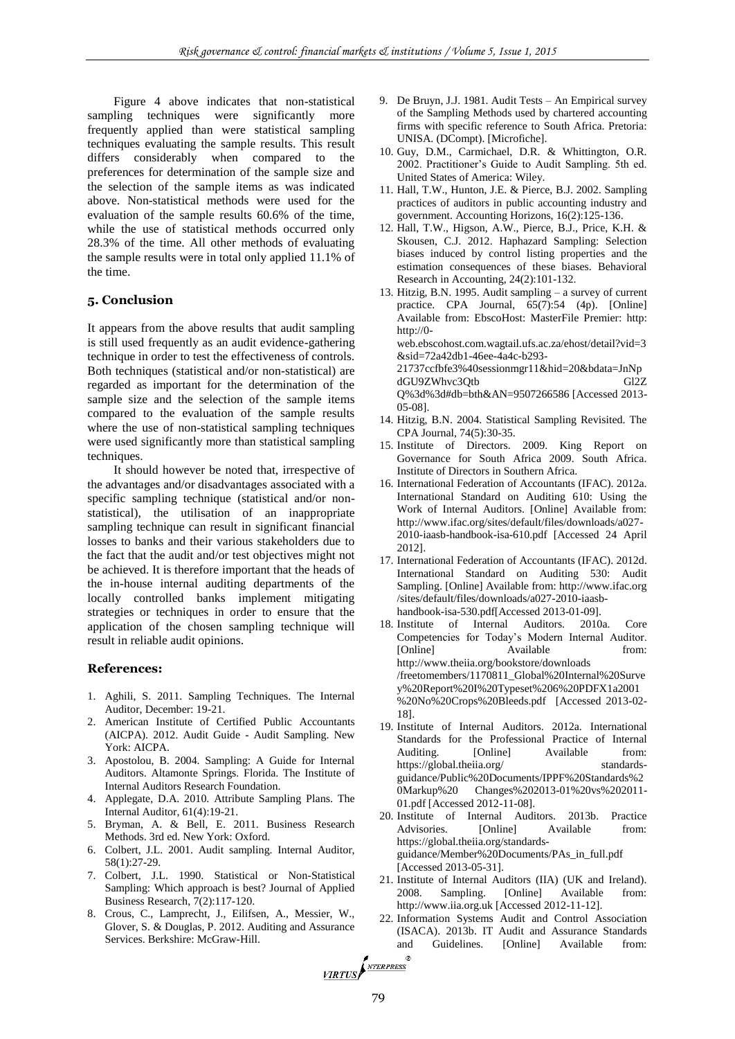Figure 4 above indicates that non-statistical sampling techniques were significantly more frequently applied than were statistical sampling techniques evaluating the sample results. This result differs considerably when compared to the preferences for determination of the sample size and the selection of the sample items as was indicated above. Non-statistical methods were used for the evaluation of the sample results 60.6% of the time, while the use of statistical methods occurred only 28.3% of the time. All other methods of evaluating the sample results were in total only applied 11.1% of the time.

## 5. Conclusion

It appears from the above results that audit sampling is still used frequently as an audit evidence-gathering technique in order to test the effectiveness of controls. Both techniques (statistical and/or non-statistical) are regarded as important for the determination of the sample size and the selection of the sample items compared to the evaluation of the sample results where the use of non-statistical sampling techniques were used significantly more than statistical sampling techniques.

It should however be noted that, irrespective of the advantages and/or disadvantages associated with a specific sampling technique (statistical and/or non-statistical), the utilisation of an inappropriate sampling technique can result in significant financial losses to banks and their various stakeholders due to the fact that the audit and/or test objectives might not be achieved. It is therefore important that the heads of the in-house internal auditing departments of the locally controlled banks implement mitigating strategies or techniques in order to ensure that the application of the chosen sampling technique will result in reliable audit opinions.

## References:

1. Aghili, S. 2011. Sampling Techniques. The Internal Auditor, December: 19-21.
2. American Institute of Certified Public Accountants (AICPA). 2012. Audit Guide - Audit Sampling. New York: AICPA.
3. Apostolou, B. 2004. Sampling: A Guide for Internal Auditors. Altamonte Springs. Florida. The Institute of Internal Auditors Research Foundation.
4. Applegate, D.A. 2010. Attribute Sampling Plans. The Internal Auditor, 61(4):19-21.
5. Bryman, A. & Bell, E. 2011. Business Research Methods. 3rd ed. New York: Oxford.
6. Colbert, J.L. 2001. Audit sampling. Internal Auditor, 58(1):27-29.
7. Colbert, J.L. 1990. Statistical or Non-Statistical Sampling: Which approach is best? Journal of Applied Business Research, 7(2):117-120.
8. Crous, C., Lamprecht, J., Eilifsen, A., Messier, W., Glover, S. & Douglas, P. 2012. Auditing and Assurance Services. Berkshire: McGraw-Hill.
9. De Bruyn, J.J. 1981. Audit Tests – An Empirical survey of the Sampling Methods used by chartered accounting firms with specific reference to South Africa. Pretoria: UNISA. (DCompt). [Microfiche].
10. Guy, D.M., Carmichael, D.R. & Whittington, O.R. 2002. Practitioner's Guide to Audit Sampling. 5th ed. United States of America: Wiley.
11. Hall, T.W., Hunton, J.E. & Pierce, B.J. 2002. Sampling practices of auditors in public accounting industry and government. Accounting Horizons, 16(2):125-136.
12. Hall, T.W., Higson, A.W., Pierce, B.J., Price, K.H. & Skousen, C.J. 2012. Haphazard Sampling: Selection biases induced by control listing properties and the estimation consequences of these biases. Behavioral Research in Accounting, 24(2):101-132.
13. Hitzig, B.N. 1995. Audit sampling – a survey of current practice. CPA Journal, 65(7):54 (4p). [Online] Available from: EbscoHost: MasterFile Premier: http: http://0-web.ebscohost.com.wagtail.ufs.ac.za/ehost/detail?vid=3&sid=72a42db1-46ee-4a4c-b293-21737ccfbfe3%40sessionmgr11&hid=20&bdata=JnNpdGU9ZWhvc3Qtb Gl2ZQ%3d%3d#db=bth&AN=9507266586 [Accessed 2013-05-08].
14. Hitzig, B.N. 2004. Statistical Sampling Revisited. The CPA Journal, 74(5):30-35.
15. Institute of Directors. 2009. King Report on Governance for South Africa 2009. South Africa. Institute of Directors in Southern Africa.
16. International Federation of Accountants (IFAC). 2012a. International Standard on Auditing 610: Using the Work of Internal Auditors. [Online] Available from: http://www.ifac.org/sites/default/files/downloads/a027-2010-iaasb-handbook-isa-610.pdf [Accessed 24 April 2012].
17. International Federation of Accountants (IFAC). 2012d. International Standard on Auditing 530: Audit Sampling. [Online] Available from: http://www.ifac.org /sites/default/files/downloads/a027-2010-iaasb-handbook-isa-530.pdf[Accessed 2013-01-09].
18. Institute of Internal Auditors. 2010a. Core Competencies for Today's Modern Internal Auditor. [Online] Available from: http://www.theiia.org/bookstore/downloads /freetomembers/1170811_Global%20Internal%20Survey%20Report%20I%20Typeset%206%20PDFX1a2001%20No%20Crops%20Bleeds.pdf [Accessed 2013-02-18].
19. Institute of Internal Auditors. 2012a. International Standards for the Professional Practice of Internal Auditing. [Online] Available from: https://global.theiia.org/ standards-guidance/Public%20Documents/IPPF%20Standards%20Markup%20 Changes%202013-01%20vs%202011-01.pdf [Accessed 2012-11-08].
20. Institute of Internal Auditors. 2013b. Practice Advisories. [Online] Available from: https://global.theiia.org/standards-guidance/Member%20Documents/PAs_in_full.pdf [Accessed 2013-05-31].
21. Institute of Internal Auditors (IIA) (UK and Ireland). 2008. Sampling. [Online] Available from: http://www.iia.org.uk [Accessed 2012-11-12].
22. Information Systems Audit and Control Association (ISACA). 2013b. IT Audit and Assurance Standards and Guidelines. [Online] Available from: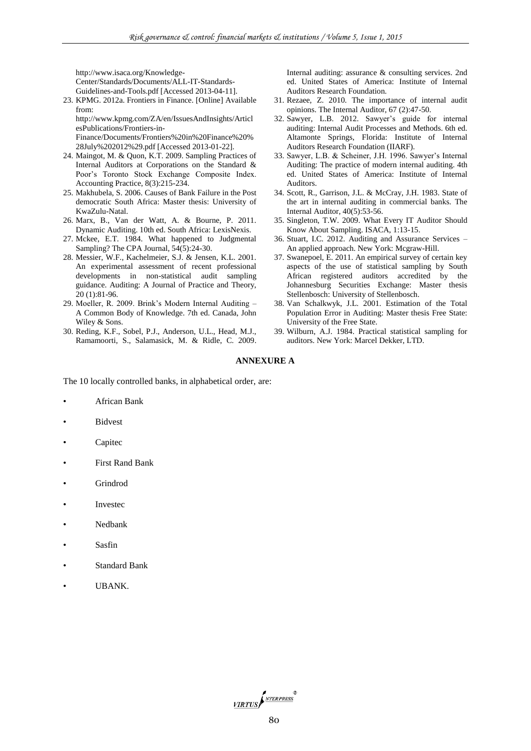http://www.isaca.org/Knowledge-Center/Standards/Documents/ALL-IT-Standards-Guidelines-and-Tools.pdf [Accessed 2013-04-11].

23. KPMG. 2012a. Frontiers in Finance. [Online] Available from: http://www.kpmg.com/ZA/en/IssuesAndInsights/ArticlesPublications/Frontiers-in-Finance/Documents/Frontiers%20in%20Finance%20%28July%202012%29.pdf [Accessed 2013-01-22].
24. Maingot, M. & Quon, K.T. 2009. Sampling Practices of Internal Auditors at Corporations on the Standard & Poor's Toronto Stock Exchange Composite Index. Accounting Practice, 8(3):215-234.
25. Makhubela, S. 2006. Causes of Bank Failure in the Post democratic South Africa: Master thesis: University of KwaZulu-Natal.
26. Marx, B., Van der Watt, A. & Bourne, P. 2011. Dynamic Auditing. 10th ed. South Africa: LexisNexis.
27. Mckee, E.T. 1984. What happened to Judgmental Sampling? The CPA Journal, 54(5):24-30.
28. Messier, W.F., Kachelmeier, S.J. & Jensen, K.L. 2001. An experimental assessment of recent professional developments in non-statistical audit sampling guidance. Auditing: A Journal of Practice and Theory, 20 (1):81-96.
29. Moeller, R. 2009. Brink's Modern Internal Auditing – A Common Body of Knowledge. 7th ed. Canada, John Wiley & Sons.
30. Reding, K.F., Sobel, P.J., Anderson, U.L., Head, M.J., Ramamoorti, S., Salamasick, M. & Ridle, C. 2009. Internal auditing: assurance & consulting services. 2nd ed. United States of America: Institute of Internal Auditors Research Foundation.
31. Rezaee, Z. 2010. The importance of internal audit opinions. The Internal Auditor, 67 (2):47-50.
32. Sawyer, L.B. 2012. Sawyer's guide for internal auditing: Internal Audit Processes and Methods. 6th ed. Altamonte Springs, Florida: Institute of Internal Auditors Research Foundation (IIARF).
33. Sawyer, L.B. & Scheiner, J.H. 1996. Sawyer's Internal Auditing: The practice of modern internal auditing. 4th ed. United States of America: Institute of Internal Auditors.
34. Scott, R., Garrison, J.L. & McCray, J.H. 1983. State of the art in internal auditing in commercial banks. The Internal Auditor, 40(5):53-56.
35. Singleton, T.W. 2009. What Every IT Auditor Should Know About Sampling. ISACA, 1:13-15.
36. Stuart, I.C. 2012. Auditing and Assurance Services – An applied approach. New York: Mcgraw-Hill.
37. Swanepoel, E. 2011. An empirical survey of certain key aspects of the use of statistical sampling by South African registered auditors accredited by the Johannesburg Securities Exchange: Master thesis Stellenbosch: University of Stellenbosch.
38. Van Schalkwyk, J.L. 2001. Estimation of the Total Population Error in Auditing: Master thesis Free State: University of the Free State.
39. Wilburn, A.J. 1984. Practical statistical sampling for auditors. New York: Marcel Dekker, LTD.

## ANNEXURE A

The 10 locally controlled banks, in alphabetical order, are:

- African Bank
- Bidvest
- Capitec
- First Rand Bank
- Grindrod
- Investec
- Nedbank
- Sasfin
- Standard Bank
- UBANK.